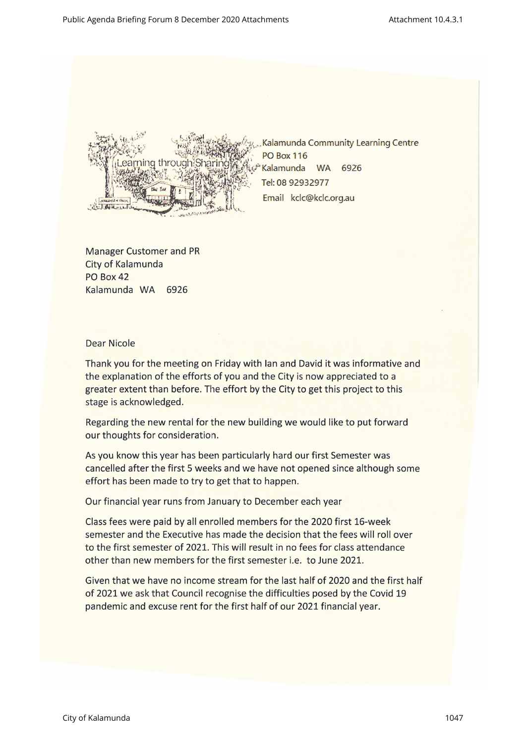Kalamunda Community Learning Centre
PO Box 116
Kalamunda WA 6926
Tel: 08 92932977
Email kclc@kclc.org.au

Manager Customer and PR
City of Kalamunda
PO Box 42
Kalamunda WA 6926

Dear Nicole

Thank you for the meeting on Friday with Ian and David it was informative and the explanation of the efforts of you and the City is now appreciated to a greater extent than before. The effort by the City to get this project to this stage is acknowledged.

Regarding the new rental for the new building we would like to put forward our thoughts for consideration.

As you know this year has been particularly hard our first Semester was cancelled after the first 5 weeks and we have not opened since although some effort has been made to try to get that to happen.

Our financial year runs from January to December each year

Class fees were paid by all enrolled members for the 2020 first 16-week semester and the Executive has made the decision that the fees will roll over to the first semester of 2021. This will result in no fees for class attendance other than new members for the first semester i.e. to June 2021.

Given that we have no income stream for the last half of 2020 and the first half of 2021 we ask that Council recognise the difficulties posed by the Covid 19 pandemic and excuse rent for the first half of our 2021 financial year.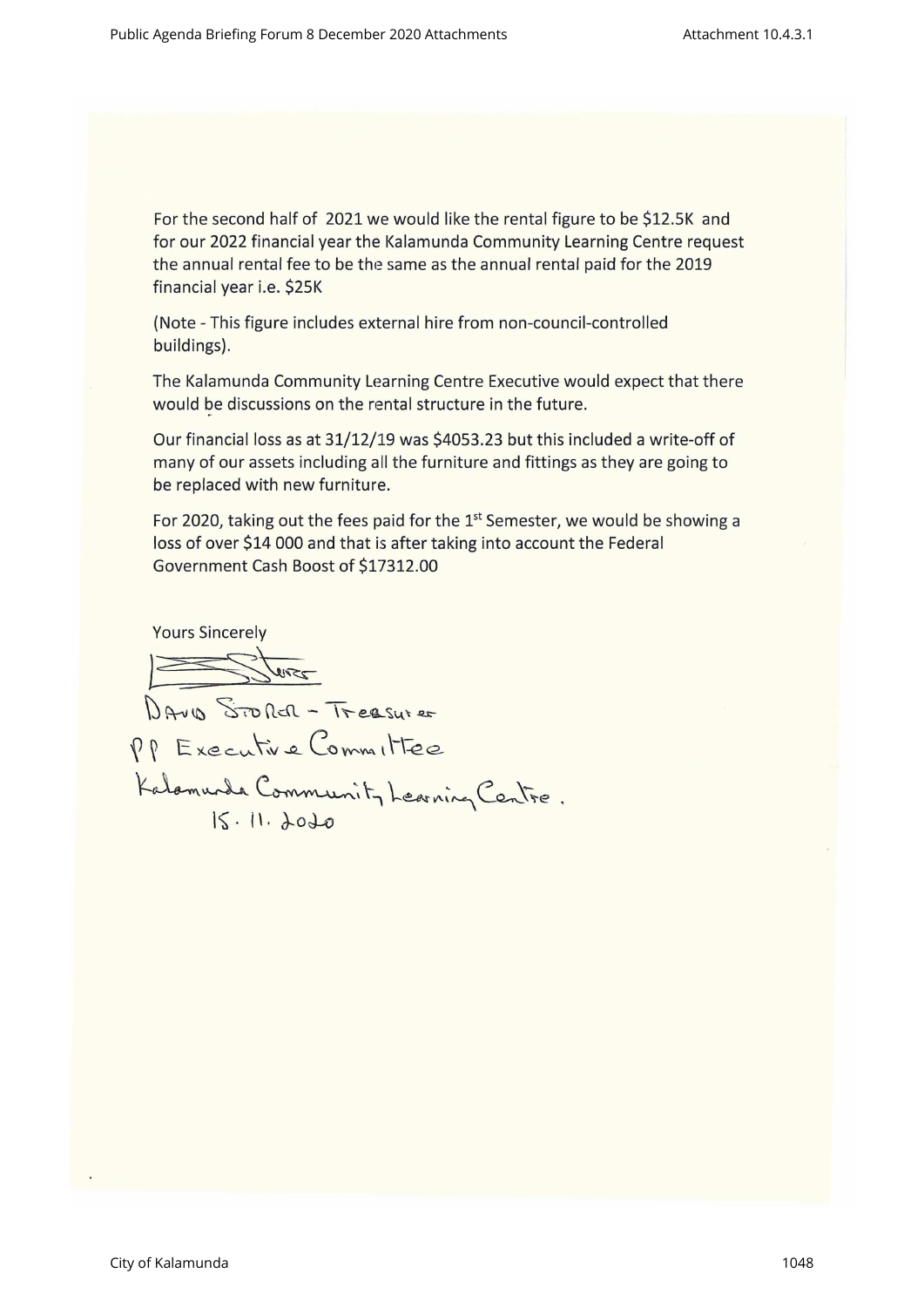For the second half of 2021 we would like the rental figure to be $12.5K and for our 2022 financial year the Kalamunda Community Learning Centre request the annual rental fee to be the same as the annual rental paid for the 2019 financial year i.e. $25K

(Note - This figure includes external hire from non-council-controlled buildings).

The Kalamunda Community Learning Centre Executive would expect that there would be discussions on the rental structure in the future.

Our financial loss as at 31/12/19 was $4053.23 but this included a write-off of many of our assets including all the furniture and fittings as they are going to be replaced with new furniture.

For 2020, taking out the fees paid for the 1st Semester, we would be showing a loss of over $14 000 and that is after taking into account the Federal Government Cash Boost of $17312.00

Yours Sincerely

DAVID STORER - Treasurer
PP Executive Committee
Kalamunda Community Learning Centre.
15. 11. 2020